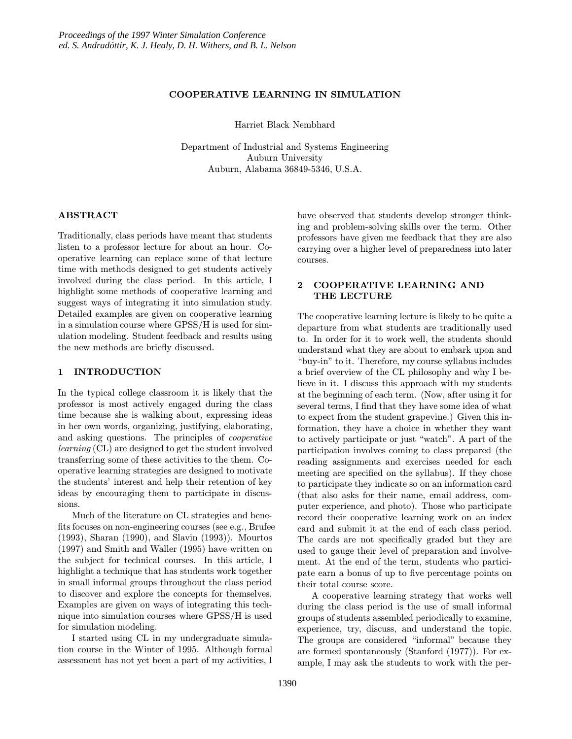# COOPERATIVE LEARNING IN SIMULATION

Harriet Black Nembhard

Department of Industrial and Systems Engineering
Auburn University
Auburn, Alabama 36849-5346, U.S.A.

## ABSTRACT

Traditionally, class periods have meant that students listen to a professor lecture for about an hour. Cooperative learning can replace some of that lecture time with methods designed to get students actively involved during the class period. In this article, I highlight some methods of cooperative learning and suggest ways of integrating it into simulation study. Detailed examples are given on cooperative learning in a simulation course where GPSS/H is used for simulation modeling. Student feedback and results using the new methods are briefly discussed.

## 1 INTRODUCTION

In the typical college classroom it is likely that the professor is most actively engaged during the class time because she is walking about, expressing ideas in her own words, organizing, justifying, elaborating, and asking questions. The principles of *cooperative learning* (CL) are designed to get the student involved transferring some of these activities to the them. Cooperative learning strategies are designed to motivate the students' interest and help their retention of key ideas by encouraging them to participate in discussions.

Much of the literature on CL strategies and benefits focuses on non-engineering courses (see e.g., Brufee (1993), Sharan (1990), and Slavin (1993)). Mourtos (1997) and Smith and Waller (1995) have written on the subject for technical courses. In this article, I highlight a technique that has students work together in small informal groups throughout the class period to discover and explore the concepts for themselves. Examples are given on ways of integrating this technique into simulation courses where GPSS/H is used for simulation modeling.

I started using CL in my undergraduate simulation course in the Winter of 1995. Although formal assessment has not yet been a part of my activities, I have observed that students develop stronger thinking and problem-solving skills over the term. Other professors have given me feedback that they are also carrying over a higher level of preparedness into later courses.

## 2 COOPERATIVE LEARNING AND THE LECTURE

The cooperative learning lecture is likely to be quite a departure from what students are traditionally used to. In order for it to work well, the students should understand what they are about to embark upon and "buy-in" to it. Therefore, my course syllabus includes a brief overview of the CL philosophy and why I believe in it. I discuss this approach with my students at the beginning of each term. (Now, after using it for several terms, I find that they have some idea of what to expect from the student grapevine.) Given this information, they have a choice in whether they want to actively participate or just "watch". A part of the participation involves coming to class prepared (the reading assignments and exercises needed for each meeting are specified on the syllabus). If they chose to participate they indicate so on an information card (that also asks for their name, email address, computer experience, and photo). Those who participate record their cooperative learning work on an index card and submit it at the end of each class period. The cards are not specifically graded but they are used to gauge their level of preparation and involvement. At the end of the term, students who participate earn a bonus of up to five percentage points on their total course score.

A cooperative learning strategy that works well during the class period is the use of small informal groups of students assembled periodically to examine, experience, try, discuss, and understand the topic. The groups are considered "informal" because they are formed spontaneously (Stanford (1977)). For example, I may ask the students to work with the per-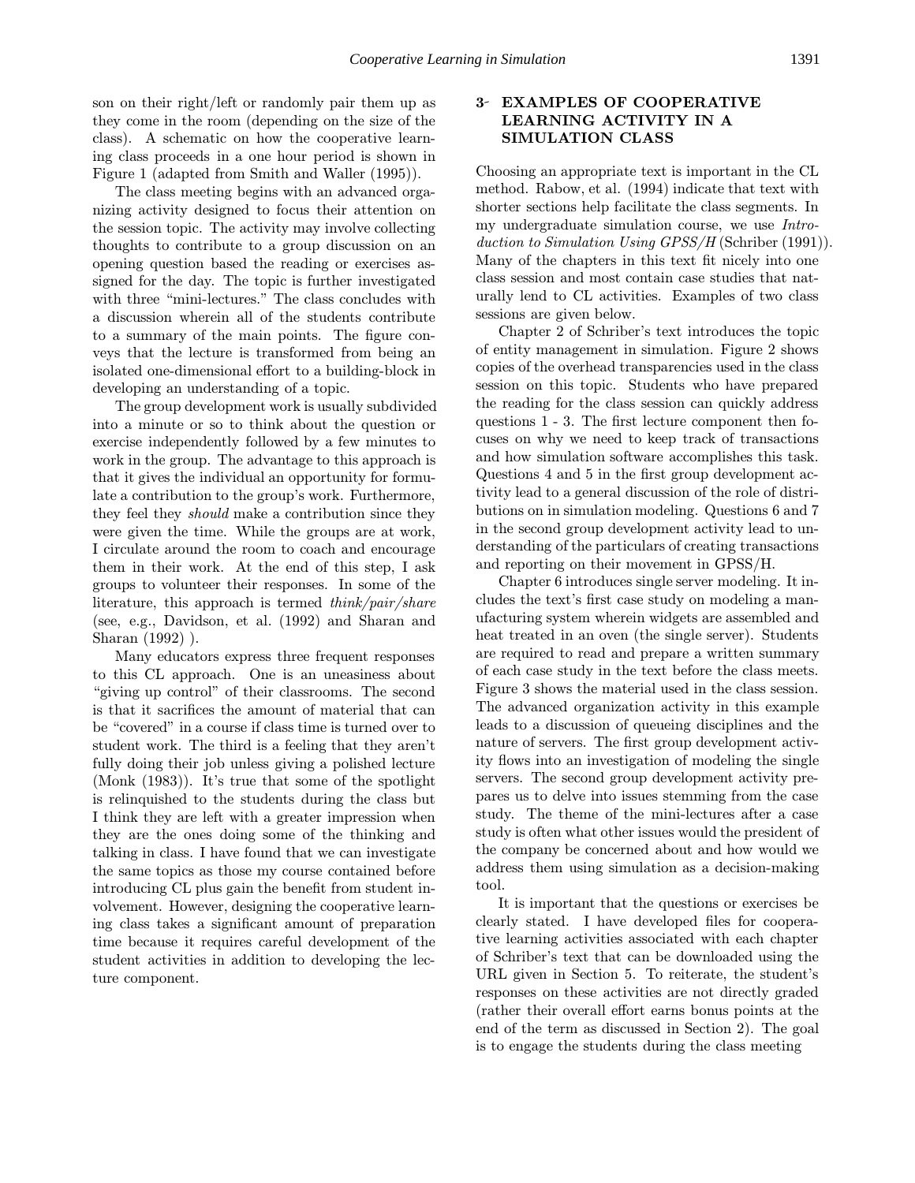son on their right/left or randomly pair them up as they come in the room (depending on the size of the class). A schematic on how the cooperative learning class proceeds in a one hour period is shown in Figure 1 (adapted from Smith and Waller (1995)).

The class meeting begins with an advanced organizing activity designed to focus their attention on the session topic. The activity may involve collecting thoughts to contribute to a group discussion on an opening question based the reading or exercises assigned for the day. The topic is further investigated with three "mini-lectures." The class concludes with a discussion wherein all of the students contribute to a summary of the main points. The figure conveys that the lecture is transformed from being an isolated one-dimensional effort to a building-block in developing an understanding of a topic.

The group development work is usually subdivided into a minute or so to think about the question or exercise independently followed by a few minutes to work in the group. The advantage to this approach is that it gives the individual an opportunity for formulate a contribution to the group's work. Furthermore, they feel they *should* make a contribution since they were given the time. While the groups are at work, I circulate around the room to coach and encourage them in their work. At the end of this step, I ask groups to volunteer their responses. In some of the literature, this approach is termed *think/pair/share* (see, e.g., Davidson, et al. (1992) and Sharan and Sharan (1992) ).

Many educators express three frequent responses to this CL approach. One is an uneasiness about "giving up control" of their classrooms. The second is that it sacrifices the amount of material that can be "covered" in a course if class time is turned over to student work. The third is a feeling that they aren't fully doing their job unless giving a polished lecture (Monk (1983)). It's true that some of the spotlight is relinquished to the students during the class but I think they are left with a greater impression when they are the ones doing some of the thinking and talking in class. I have found that we can investigate the same topics as those my course contained before introducing CL plus gain the benefit from student involvement. However, designing the cooperative learning class takes a significant amount of preparation time because it requires careful development of the student activities in addition to developing the lecture component.

## 3 EXAMPLES OF COOPERATIVE LEARNING ACTIVITY IN A SIMULATION CLASS

Choosing an appropriate text is important in the CL method. Rabow, et al. (1994) indicate that text with shorter sections help facilitate the class segments. In my undergraduate simulation course, we use *Introduction to Simulation Using GPSS/H* (Schriber (1991)). Many of the chapters in this text fit nicely into one class session and most contain case studies that naturally lend to CL activities. Examples of two class sessions are given below.

Chapter 2 of Schriber's text introduces the topic of entity management in simulation. Figure 2 shows copies of the overhead transparencies used in the class session on this topic. Students who have prepared the reading for the class session can quickly address questions 1 - 3. The first lecture component then focuses on why we need to keep track of transactions and how simulation software accomplishes this task. Questions 4 and 5 in the first group development activity lead to a general discussion of the role of distributions on in simulation modeling. Questions 6 and 7 in the second group development activity lead to understanding of the particulars of creating transactions and reporting on their movement in GPSS/H.

Chapter 6 introduces single server modeling. It includes the text's first case study on modeling a manufacturing system wherein widgets are assembled and heat treated in an oven (the single server). Students are required to read and prepare a written summary of each case study in the text before the class meets. Figure 3 shows the material used in the class session. The advanced organization activity in this example leads to a discussion of queueing disciplines and the nature of servers. The first group development activity flows into an investigation of modeling the single servers. The second group development activity prepares us to delve into issues stemming from the case study. The theme of the mini-lectures after a case study is often what other issues would the president of the company be concerned about and how would we address them using simulation as a decision-making tool.

It is important that the questions or exercises be clearly stated. I have developed files for cooperative learning activities associated with each chapter of Schriber's text that can be downloaded using the URL given in Section 5. To reiterate, the student's responses on these activities are not directly graded (rather their overall effort earns bonus points at the end of the term as discussed in Section 2). The goal is to engage the students during the class meeting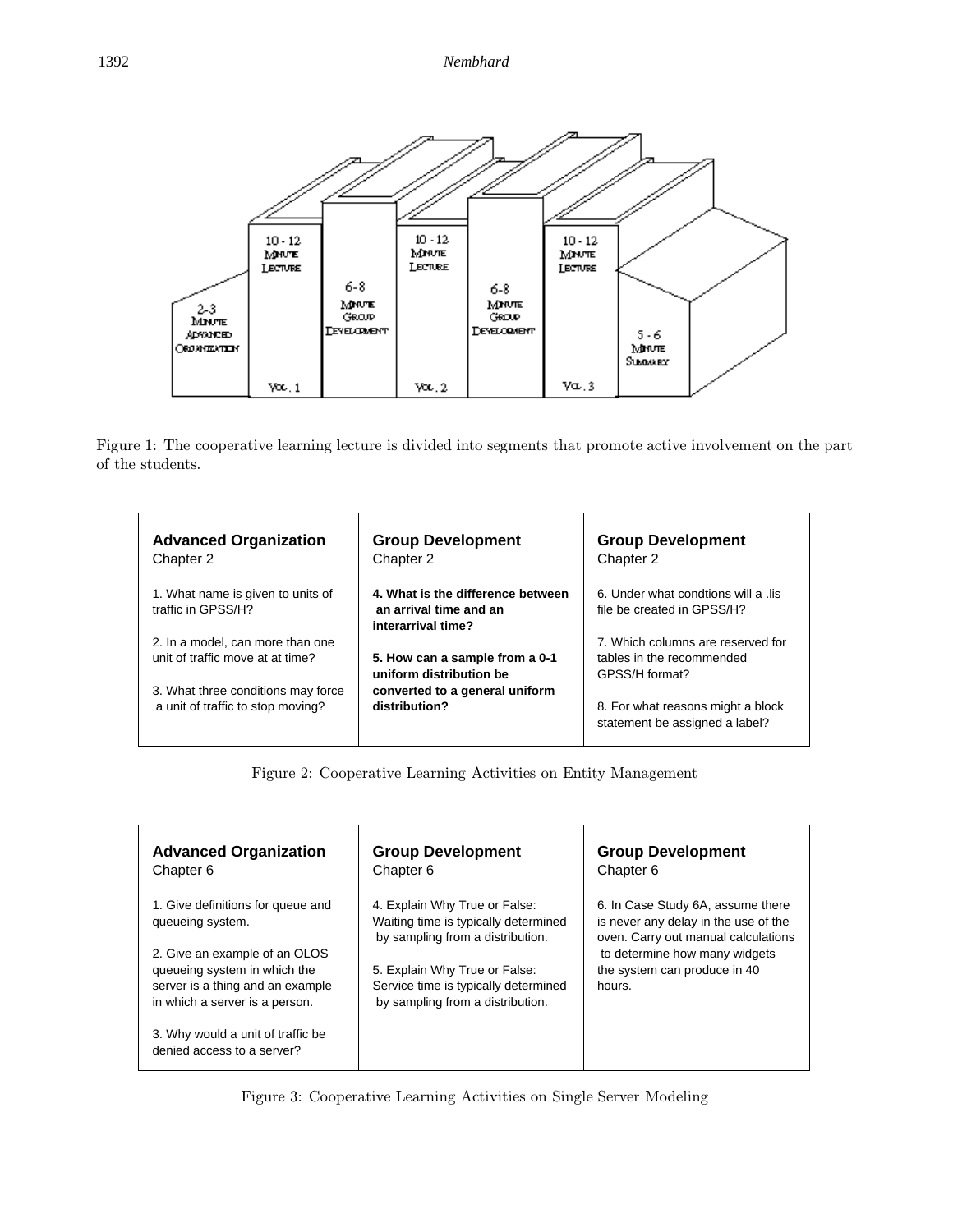Figure 1: The cooperative learning lecture is divided into segments that promote active involvement on the part of the students.

| **Advanced Organization** Chapter 2 | **Group Development** Chapter 2 | **Group Development** Chapter 2 |
|---|---|---|
| 1. What name is given to units of traffic in GPSS/H? <br><br> 2. In a model, can more than one unit of traffic move at at time? <br><br> 3. What three conditions may force a unit of traffic to stop moving? | **4. What is the difference between an arrival time and an interarrival time?** <br><br> **5. How can a sample from a 0-1 uniform distribution be converted to a general uniform distribution?** | 6. Under what condtions will a .lis file be created in GPSS/H? <br><br> 7. Which columns are reserved for tables in the recommended GPSS/H format? <br><br> 8. For what reasons might a block statement be assigned a label? |

Figure 2: Cooperative Learning Activities on Entity Management

| **Advanced Organization** Chapter 6 | **Group Development** Chapter 6 | **Group Development** Chapter 6 |
|---|---|---|
| 1. Give definitions for queue and queueing system. <br><br> 2. Give an example of an OLOS queueing system in which the server is a thing and an example in which a server is a person. <br><br> 3. Why would a unit of traffic be denied access to a server? | 4. Explain Why True or False: Waiting time is typically determined by sampling from a distribution. <br><br> 5. Explain Why True or False: Service time is typically determined by sampling from a distribution. | 6. In Case Study 6A, assume there is never any delay in the use of the oven. Carry out manual calculations to determine how many widgets the system can produce in 40 hours. |

Figure 3: Cooperative Learning Activities on Single Server Modeling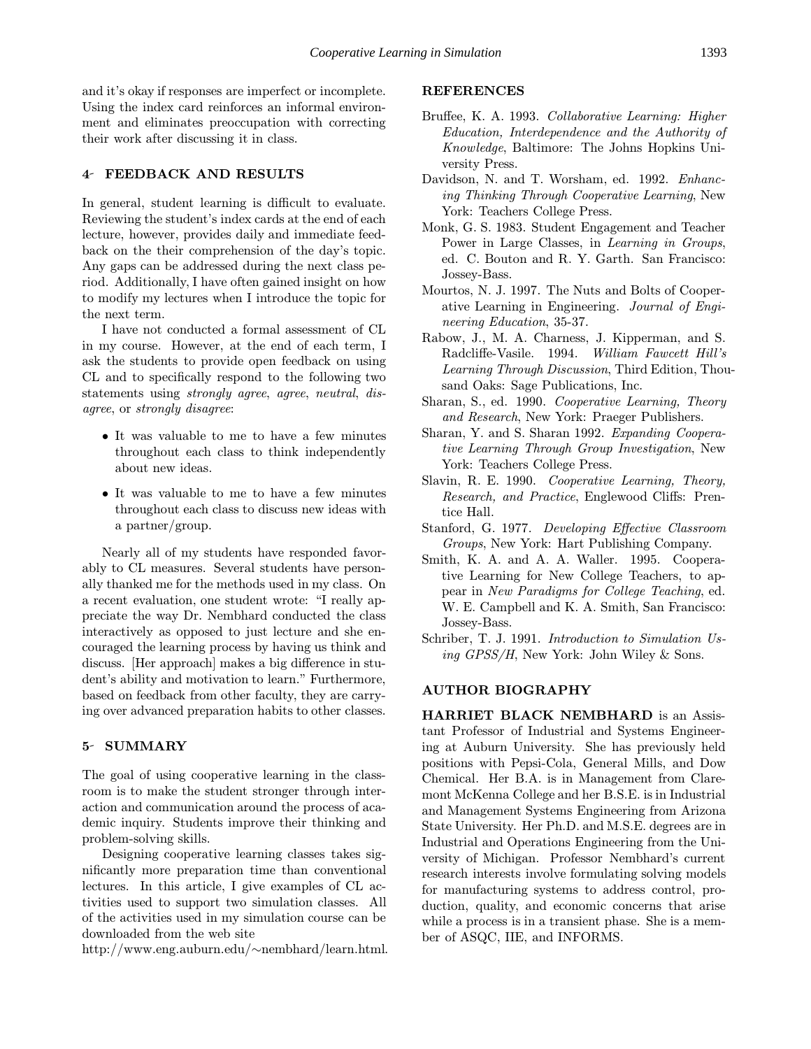and it's okay if responses are imperfect or incomplete. Using the index card reinforces an informal environment and eliminates preoccupation with correcting their work after discussing it in class.

## 4 FEEDBACK AND RESULTS

In general, student learning is difficult to evaluate. Reviewing the student's index cards at the end of each lecture, however, provides daily and immediate feedback on the their comprehension of the day's topic. Any gaps can be addressed during the next class period. Additionally, I have often gained insight on how to modify my lectures when I introduce the topic for the next term.

I have not conducted a formal assessment of CL in my course. However, at the end of each term, I ask the students to provide open feedback on using CL and to specifically respond to the following two statements using *strongly agree*, *agree*, *neutral*, *disagree*, or *strongly disagree*:

- It was valuable to me to have a few minutes throughout each class to think independently about new ideas.
- It was valuable to me to have a few minutes throughout each class to discuss new ideas with a partner/group.

Nearly all of my students have responded favorably to CL measures. Several students have personally thanked me for the methods used in my class. On a recent evaluation, one student wrote: "I really appreciate the way Dr. Nembhard conducted the class interactively as opposed to just lecture and she encouraged the learning process by having us think and discuss. [Her approach] makes a big difference in student's ability and motivation to learn." Furthermore, based on feedback from other faculty, they are carrying over advanced preparation habits to other classes.

## 5 SUMMARY

The goal of using cooperative learning in the classroom is to make the student stronger through interaction and communication around the process of academic inquiry. Students improve their thinking and problem-solving skills.

Designing cooperative learning classes takes significantly more preparation time than conventional lectures. In this article, I give examples of CL activities used to support two simulation classes. All of the activities used in my simulation course can be downloaded from the web site http://www.eng.auburn.edu/∼nembhard/learn.html.

## REFERENCES

Bruffee, K. A. 1993. *Collaborative Learning: Higher Education, Interdependence and the Authority of Knowledge*, Baltimore: The Johns Hopkins University Press.

Davidson, N. and T. Worsham, ed. 1992. *Enhancing Thinking Through Cooperative Learning*, New York: Teachers College Press.

Monk, G. S. 1983. Student Engagement and Teacher Power in Large Classes, in *Learning in Groups*, ed. C. Bouton and R. Y. Garth. San Francisco: Jossey-Bass.

Mourtos, N. J. 1997. The Nuts and Bolts of Cooperative Learning in Engineering. *Journal of Engineering Education*, 35-37.

Rabow, J., M. A. Charness, J. Kipperman, and S. Radcliffe-Vasile. 1994. *William Fawcett Hill's Learning Through Discussion*, Third Edition, Thousand Oaks: Sage Publications, Inc.

Sharan, S., ed. 1990. *Cooperative Learning, Theory and Research*, New York: Praeger Publishers.

Sharan, Y. and S. Sharan 1992. *Expanding Cooperative Learning Through Group Investigation*, New York: Teachers College Press.

Slavin, R. E. 1990. *Cooperative Learning, Theory, Research, and Practice*, Englewood Cliffs: Prentice Hall.

Stanford, G. 1977. *Developing Effective Classroom Groups*, New York: Hart Publishing Company.

Smith, K. A. and A. A. Waller. 1995. Cooperative Learning for New College Teachers, to appear in *New Paradigms for College Teaching*, ed. W. E. Campbell and K. A. Smith, San Francisco: Jossey-Bass.

Schriber, T. J. 1991. *Introduction to Simulation Using GPSS/H*, New York: John Wiley & Sons.

## AUTHOR BIOGRAPHY

**HARRIET BLACK NEMBHARD** is an Assistant Professor of Industrial and Systems Engineering at Auburn University. She has previously held positions with Pepsi-Cola, General Mills, and Dow Chemical. Her B.A. is in Management from Claremont McKenna College and her B.S.E. is in Industrial and Management Systems Engineering from Arizona State University. Her Ph.D. and M.S.E. degrees are in Industrial and Operations Engineering from the University of Michigan. Professor Nembhard's current research interests involve formulating solving models for manufacturing systems to address control, production, quality, and economic concerns that arise while a process is in a transient phase. She is a member of ASQC, IIE, and INFORMS.